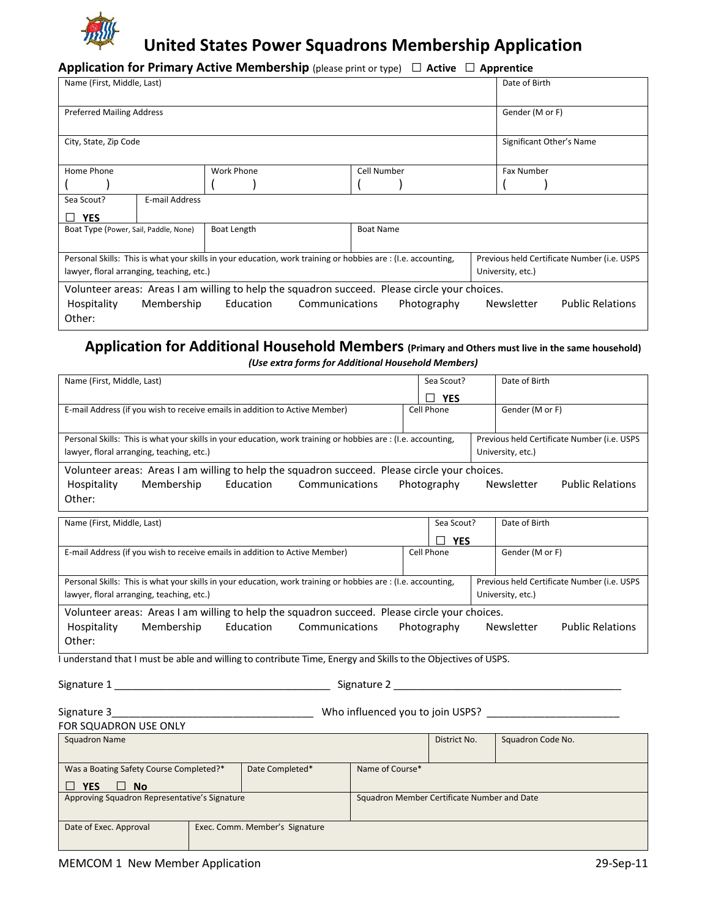# United States Power Squadrons Membership Application

## Application for Primary Active Membership (please print or type) ☐ Active ☐ Apprentice

| Name (First, Middle, Last) | | | Date of Birth |
|---|---|---|---|
| Preferred Mailing Address | | | Gender (M or F) |
| City, State, Zip Code | | | Significant Other's Name |
| Home Phone ( ) | Work Phone ( ) | Cell Number ( ) | Fax Number ( ) |
| Sea Scout? ☐ YES | E-mail Address | | |
| Boat Type (Power, Sail, Paddle, None) | Boat Length | Boat Name | |
| Personal Skills: This is what your skills in your education, work training or hobbies are : (I.e. accounting, lawyer, floral arranging, teaching, etc.) | | | Previous held Certificate Number (i.e. USPS University, etc.) |

Volunteer areas: Areas I am willing to help the squadron succeed. Please circle your choices.
Hospitality Membership Education Communications Photography Newsletter Public Relations
Other:

## Application for Additional Household Members (Primary and Others must live in the same household)

*(Use extra forms for Additional Household Members)*

| Name (First, Middle, Last) | Sea Scout? ☐ YES | Date of Birth |
|---|---|---|
| E-mail Address (if you wish to receive emails in addition to Active Member) | Cell Phone | Gender (M or F) |
| Personal Skills: This is what your skills in your education, work training or hobbies are : (I.e. accounting, lawyer, floral arranging, teaching, etc.) | | Previous held Certificate Number (i.e. USPS University, etc.) |

Volunteer areas: Areas I am willing to help the squadron succeed. Please circle your choices.
Hospitality Membership Education Communications Photography Newsletter Public Relations
Other:

| Name (First, Middle, Last) | Sea Scout? ☐ YES | Date of Birth |
|---|---|---|
| E-mail Address (if you wish to receive emails in addition to Active Member) | Cell Phone | Gender (M or F) |
| Personal Skills: This is what your skills in your education, work training or hobbies are : (I.e. accounting, lawyer, floral arranging, teaching, etc.) | | Previous held Certificate Number (i.e. USPS University, etc.) |

Volunteer areas: Areas I am willing to help the squadron succeed. Please circle your choices.
Hospitality Membership Education Communications Photography Newsletter Public Relations
Other:

I understand that I must be able and willing to contribute Time, Energy and Skills to the Objectives of USPS.

Signature 1 ____________________________________ Signature 2 ______________________________________

Signature 3__________________________________ Who influenced you to join USPS? ______________________

FOR SQUADRON USE ONLY

| Squadron Name | | | District No. | Squadron Code No. |
|---|---|---|---|---|
| Was a Boating Safety Course Completed?* ☐ YES ☐ No | Date Completed* | Name of Course* | | |
| Approving Squadron Representative's Signature | | Squadron Member Certificate Number and Date | | |
| Date of Exec. Approval | Exec. Comm. Member's Signature | | | |

MEMCOM 1 New Member Application 29-Sep-11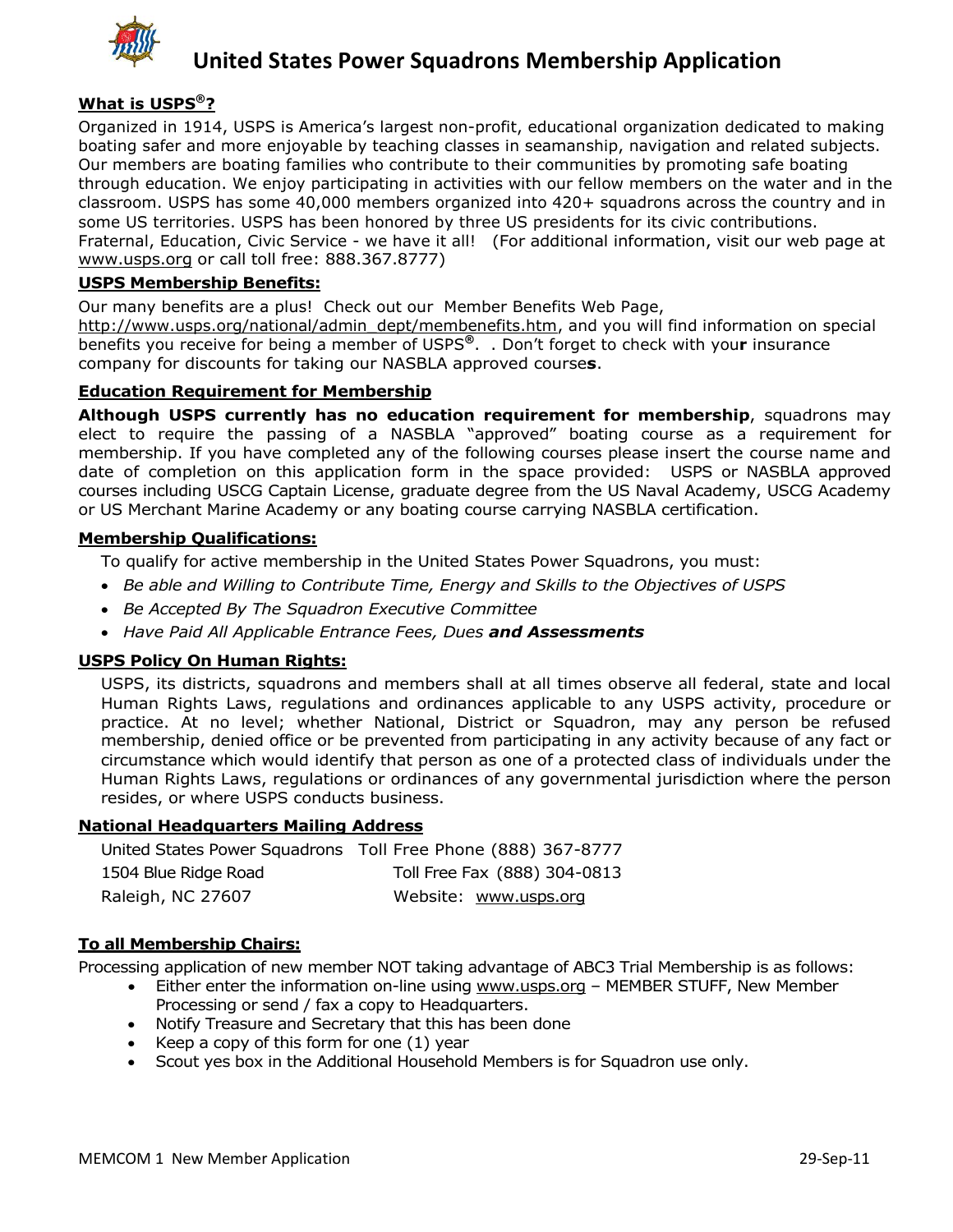# United States Power Squadrons Membership Application

## What is USPS®?

Organized in 1914, USPS is America's largest non-profit, educational organization dedicated to making boating safer and more enjoyable by teaching classes in seamanship, navigation and related subjects. Our members are boating families who contribute to their communities by promoting safe boating through education. We enjoy participating in activities with our fellow members on the water and in the classroom. USPS has some 40,000 members organized into 420+ squadrons across the country and in some US territories. USPS has been honored by three US presidents for its civic contributions. Fraternal, Education, Civic Service - we have it all! (For additional information, visit our web page at www.usps.org or call toll free: 888.367.8777)

## USPS Membership Benefits:

Our many benefits are a plus! Check out our Member Benefits Web Page, http://www.usps.org/national/admin_dept/membenefits.htm, and you will find information on special benefits you receive for being a member of USPS®. . Don't forget to check with your insurance company for discounts for taking our NASBLA approved courses.

## Education Requirement for Membership

**Although USPS currently has no education requirement for membership**, squadrons may elect to require the passing of a NASBLA "approved" boating course as a requirement for membership. If you have completed any of the following courses please insert the course name and date of completion on this application form in the space provided: USPS or NASBLA approved courses including USCG Captain License, graduate degree from the US Naval Academy, USCG Academy or US Merchant Marine Academy or any boating course carrying NASBLA certification.

## Membership Qualifications:

To qualify for active membership in the United States Power Squadrons, you must:

- *Be able and Willing to Contribute Time, Energy and Skills to the Objectives of USPS*
- *Be Accepted By The Squadron Executive Committee*
- *Have Paid All Applicable Entrance Fees, Dues **and Assessments***

## USPS Policy On Human Rights:

USPS, its districts, squadrons and members shall at all times observe all federal, state and local Human Rights Laws, regulations and ordinances applicable to any USPS activity, procedure or practice. At no level; whether National, District or Squadron, may any person be refused membership, denied office or be prevented from participating in any activity because of any fact or circumstance which would identify that person as one of a protected class of individuals under the Human Rights Laws, regulations or ordinances of any governmental jurisdiction where the person resides, or where USPS conducts business.

## National Headquarters Mailing Address

| | |
|---|---|
| United States Power Squadrons | Toll Free Phone (888) 367-8777 |
| 1504 Blue Ridge Road | Toll Free Fax (888) 304-0813 |
| Raleigh, NC 27607 | Website: www.usps.org |

## To all Membership Chairs:

Processing application of new member NOT taking advantage of ABC3 Trial Membership is as follows:

- Either enter the information on-line using www.usps.org – MEMBER STUFF, New Member Processing or send / fax a copy to Headquarters.
- Notify Treasure and Secretary that this has been done
- Keep a copy of this form for one (1) year
- Scout yes box in the Additional Household Members is for Squadron use only.

MEMCOM 1 New Member Application 29-Sep-11